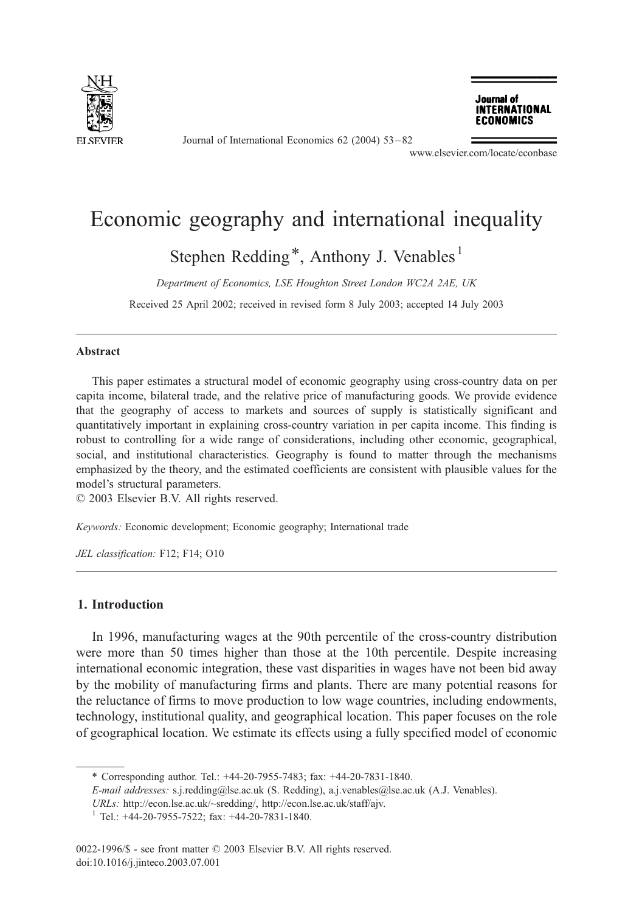# Economic geography and international inequality

Stephen Redding*, Anthony J. Venables[1]

*Department of Economics, LSE Houghton Street London WC2A 2AE, UK*

Received 25 April 2002; received in revised form 8 July 2003; accepted 14 July 2003

---

## Abstract

This paper estimates a structural model of economic geography using cross-country data on per capita income, bilateral trade, and the relative price of manufacturing goods. We provide evidence that the geography of access to markets and sources of supply is statistically significant and quantitatively important in explaining cross-country variation in per capita income. This finding is robust to controlling for a wide range of considerations, including other economic, geographical, social, and institutional characteristics. Geography is found to matter through the mechanisms emphasized by the theory, and the estimated coefficients are consistent with plausible values for the model's structural parameters.

© 2003 Elsevier B.V. All rights reserved.

*Keywords:* Economic development; Economic geography; International trade

*JEL classification:* F12; F14; O10

---

## 1. Introduction

In 1996, manufacturing wages at the 90th percentile of the cross-country distribution were more than 50 times higher than those at the 10th percentile. Despite increasing international economic integration, these vast disparities in wages have not been bid away by the mobility of manufacturing firms and plants. There are many potential reasons for the reluctance of firms to move production to low wage countries, including endowments, technology, institutional quality, and geographical location. This paper focuses on the role of geographical location. We estimate its effects using a fully specified model of economic

---

\* Corresponding author. Tel.: +44-20-7955-7483; fax: +44-20-7831-1840.

*E-mail addresses:* s.j.redding@lse.ac.uk (S. Redding), a.j.venables@lse.ac.uk (A.J. Venables).

*URLs:* http://econ.lse.ac.uk/~sredding/, http://econ.lse.ac.uk/staff/ajv.

[1] Tel.: +44-20-7955-7522; fax: +44-20-7831-1840.

0022-1996/$ - see front matter © 2003 Elsevier B.V. All rights reserved.
doi:10.1016/j.jinteco.2003.07.001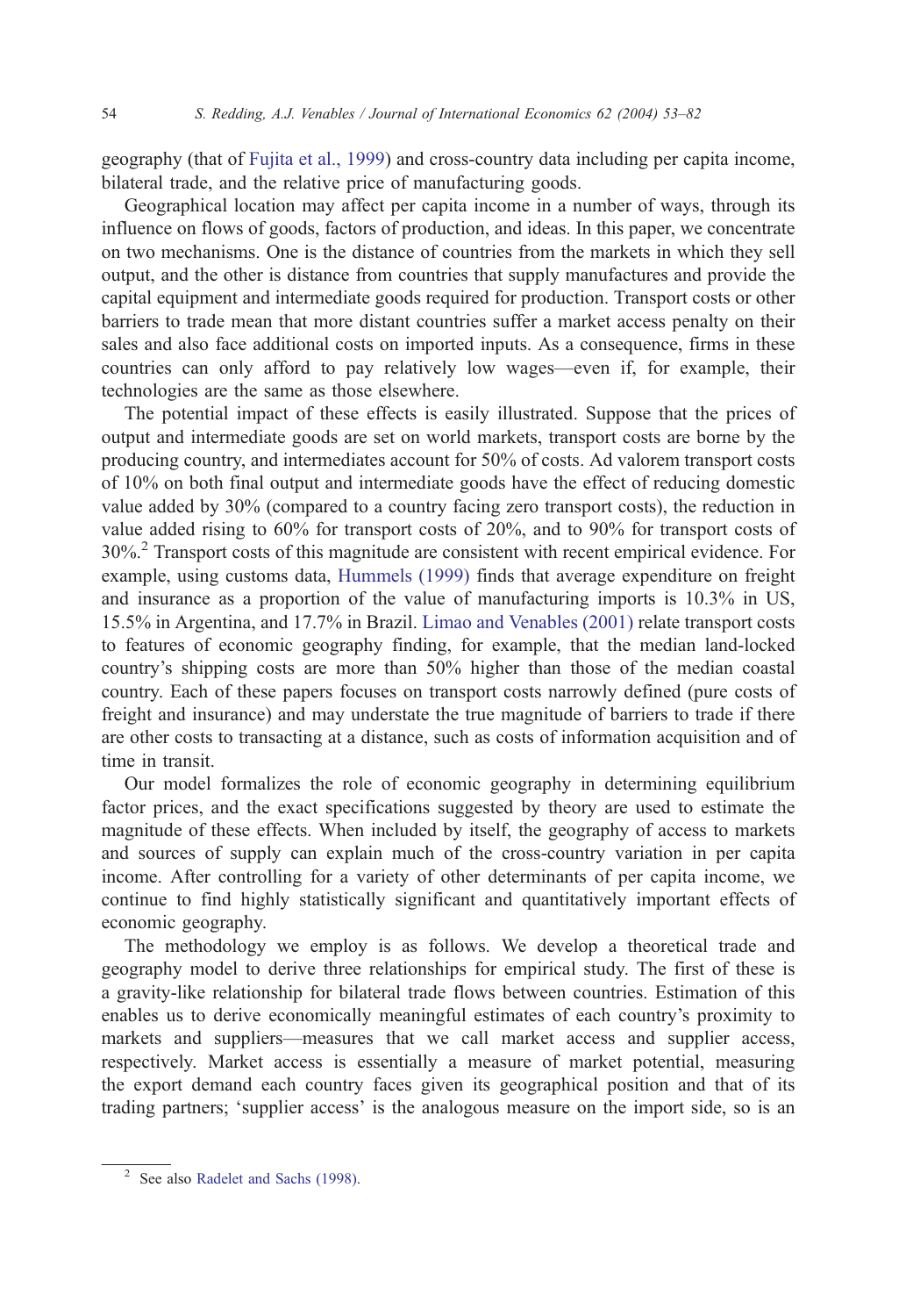geography (that of Fujita et al., 1999) and cross-country data including per capita income, bilateral trade, and the relative price of manufacturing goods.

Geographical location may affect per capita income in a number of ways, through its influence on flows of goods, factors of production, and ideas. In this paper, we concentrate on two mechanisms. One is the distance of countries from the markets in which they sell output, and the other is distance from countries that supply manufactures and provide the capital equipment and intermediate goods required for production. Transport costs or other barriers to trade mean that more distant countries suffer a market access penalty on their sales and also face additional costs on imported inputs. As a consequence, firms in these countries can only afford to pay relatively low wages—even if, for example, their technologies are the same as those elsewhere.

The potential impact of these effects is easily illustrated. Suppose that the prices of output and intermediate goods are set on world markets, transport costs are borne by the producing country, and intermediates account for 50% of costs. Ad valorem transport costs of 10% on both final output and intermediate goods have the effect of reducing domestic value added by 30% (compared to a country facing zero transport costs), the reduction in value added rising to 60% for transport costs of 20%, and to 90% for transport costs of 30%.[2] Transport costs of this magnitude are consistent with recent empirical evidence. For example, using customs data, Hummels (1999) finds that average expenditure on freight and insurance as a proportion of the value of manufacturing imports is 10.3% in US, 15.5% in Argentina, and 17.7% in Brazil. Limao and Venables (2001) relate transport costs to features of economic geography finding, for example, that the median land-locked country's shipping costs are more than 50% higher than those of the median coastal country. Each of these papers focuses on transport costs narrowly defined (pure costs of freight and insurance) and may understate the true magnitude of barriers to trade if there are other costs to transacting at a distance, such as costs of information acquisition and of time in transit.

Our model formalizes the role of economic geography in determining equilibrium factor prices, and the exact specifications suggested by theory are used to estimate the magnitude of these effects. When included by itself, the geography of access to markets and sources of supply can explain much of the cross-country variation in per capita income. After controlling for a variety of other determinants of per capita income, we continue to find highly statistically significant and quantitatively important effects of economic geography.

The methodology we employ is as follows. We develop a theoretical trade and geography model to derive three relationships for empirical study. The first of these is a gravity-like relationship for bilateral trade flows between countries. Estimation of this enables us to derive economically meaningful estimates of each country's proximity to markets and suppliers—measures that we call market access and supplier access, respectively. Market access is essentially a measure of market potential, measuring the export demand each country faces given its geographical position and that of its trading partners; 'supplier access' is the analogous measure on the import side, so is an

[2] See also Radelet and Sachs (1998).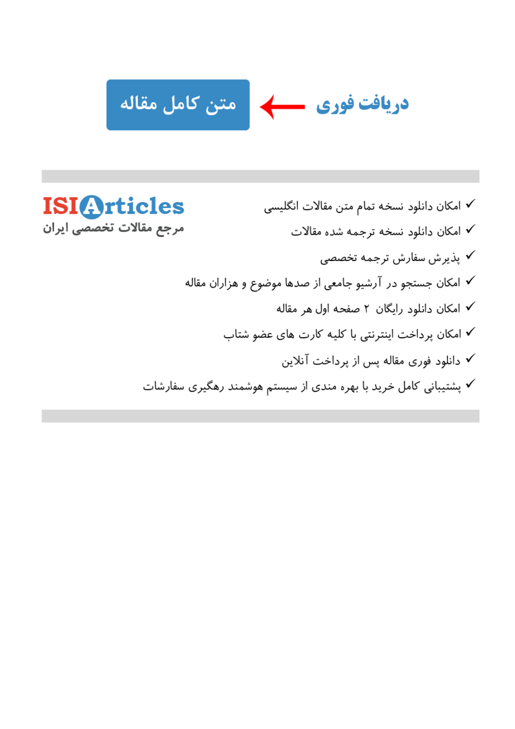دریافت فوری ← متن کامل مقاله

ISIArticles
مرجع مقالات تخصصی ایران

- ✓ امکان دانلود نسخه تمام متن مقالات انگلیسی
- ✓ امکان دانلود نسخه ترجمه شده مقالات
- ✓ پذیرش سفارش ترجمه تخصصی
- ✓ امکان جستجو در آرشیو جامعی از صدها موضوع و هزاران مقاله
- ✓ امکان دانلود رایگان ۲ صفحه اول هر مقاله
- ✓ امکان پرداخت اینترنتی با کلیه کارت های عضو شتاب
- ✓ دانلود فوری مقاله پس از پرداخت آنلاین
- ✓ پشتیبانی کامل خرید با بهره مندی از سیستم هوشمند رهگیری سفارشات